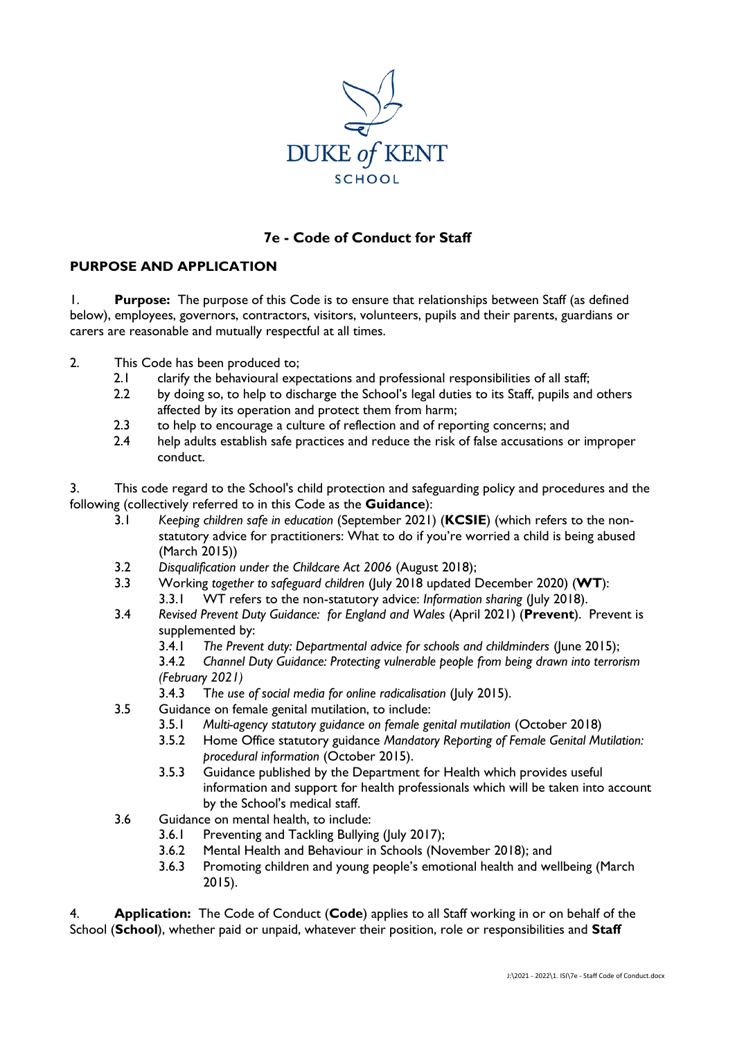DUKE *of* KENT

SCHOOL

# 7e - Code of Conduct for Staff

## PURPOSE AND APPLICATION

1. **Purpose:** The purpose of this Code is to ensure that relationships between Staff (as defined below), employees, governors, contractors, visitors, volunteers, pupils and their parents, guardians or carers are reasonable and mutually respectful at all times.

2. This Code has been produced to;
   - 2.1 clarify the behavioural expectations and professional responsibilities of all staff;
   - 2.2 by doing so, to help to discharge the School's legal duties to its Staff, pupils and others affected by its operation and protect them from harm;
   - 2.3 to help to encourage a culture of reflection and of reporting concerns; and
   - 2.4 help adults establish safe practices and reduce the risk of false accusations or improper conduct.

3. This code regard to the School's child protection and safeguarding policy and procedures and the following (collectively referred to in this Code as the **Guidance**):
   - 3.1 *Keeping children safe in education* (September 2021) (**KCSIE**) (which refers to the non-statutory advice for practitioners: What to do if you're worried a child is being abused (March 2015))
   - 3.2 *Disqualification under the Childcare Act 2006* (August 2018);
   - 3.3 Working *together to safeguard children* (July 2018 updated December 2020) (**WT**):
     - 3.3.1 WT refers to the non-statutory advice: *Information sharing* (July 2018).
   - 3.4 *Revised Prevent Duty Guidance: for England and Wales* (April 2021) (**Prevent**). Prevent is supplemented by:
     - 3.4.1 *The Prevent duty: Departmental advice for schools and childminders* (June 2015);
     - 3.4.2 *Channel Duty Guidance: Protecting vulnerable people from being drawn into terrorism (February 2021)*
     - 3.4.3 T*he use of social media for online radicalisation* (July 2015).
   - 3.5 Guidance on female genital mutilation, to include:
     - 3.5.1 *Multi-agency statutory guidance on female genital mutilation* (October 2018)
     - 3.5.2 Home Office statutory guidance *Mandatory Reporting of Female Genital Mutilation: procedural information* (October 2015).
     - 3.5.3 Guidance published by the Department for Health which provides useful information and support for health professionals which will be taken into account by the School's medical staff.
   - 3.6 Guidance on mental health, to include:
     - 3.6.1 Preventing and Tackling Bullying (July 2017);
     - 3.6.2 Mental Health and Behaviour in Schools (November 2018); and
     - 3.6.3 Promoting children and young people's emotional health and wellbeing (March 2015).

4. **Application:** The Code of Conduct (**Code**) applies to all Staff working in or on behalf of the School (**School**), whether paid or unpaid, whatever their position, role or responsibilities and **Staff**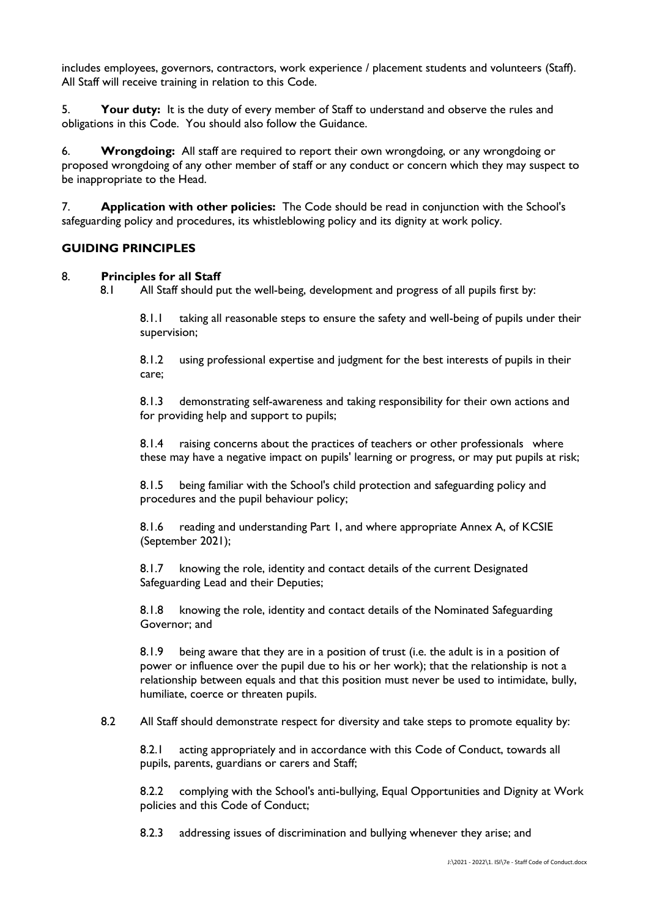includes employees, governors, contractors, work experience / placement students and volunteers (Staff). All Staff will receive training in relation to this Code.

5. **Your duty:** It is the duty of every member of Staff to understand and observe the rules and obligations in this Code. You should also follow the Guidance.

6. **Wrongdoing:** All staff are required to report their own wrongdoing, or any wrongdoing or proposed wrongdoing of any other member of staff or any conduct or concern which they may suspect to be inappropriate to the Head.

7. **Application with other policies:** The Code should be read in conjunction with the School's safeguarding policy and procedures, its whistleblowing policy and its dignity at work policy.

## GUIDING PRINCIPLES

8. **Principles for all Staff**

8.1 All Staff should put the well-being, development and progress of all pupils first by:

8.1.1 taking all reasonable steps to ensure the safety and well-being of pupils under their supervision;

8.1.2 using professional expertise and judgment for the best interests of pupils in their care;

8.1.3 demonstrating self-awareness and taking responsibility for their own actions and for providing help and support to pupils;

8.1.4 raising concerns about the practices of teachers or other professionals where these may have a negative impact on pupils' learning or progress, or may put pupils at risk;

8.1.5 being familiar with the School's child protection and safeguarding policy and procedures and the pupil behaviour policy;

8.1.6 reading and understanding Part 1, and where appropriate Annex A, of KCSIE (September 2021);

8.1.7 knowing the role, identity and contact details of the current Designated Safeguarding Lead and their Deputies;

8.1.8 knowing the role, identity and contact details of the Nominated Safeguarding Governor; and

8.1.9 being aware that they are in a position of trust (i.e. the adult is in a position of power or influence over the pupil due to his or her work); that the relationship is not a relationship between equals and that this position must never be used to intimidate, bully, humiliate, coerce or threaten pupils.

8.2 All Staff should demonstrate respect for diversity and take steps to promote equality by:

8.2.1 acting appropriately and in accordance with this Code of Conduct, towards all pupils, parents, guardians or carers and Staff;

8.2.2 complying with the School's anti-bullying, Equal Opportunities and Dignity at Work policies and this Code of Conduct;

8.2.3 addressing issues of discrimination and bullying whenever they arise; and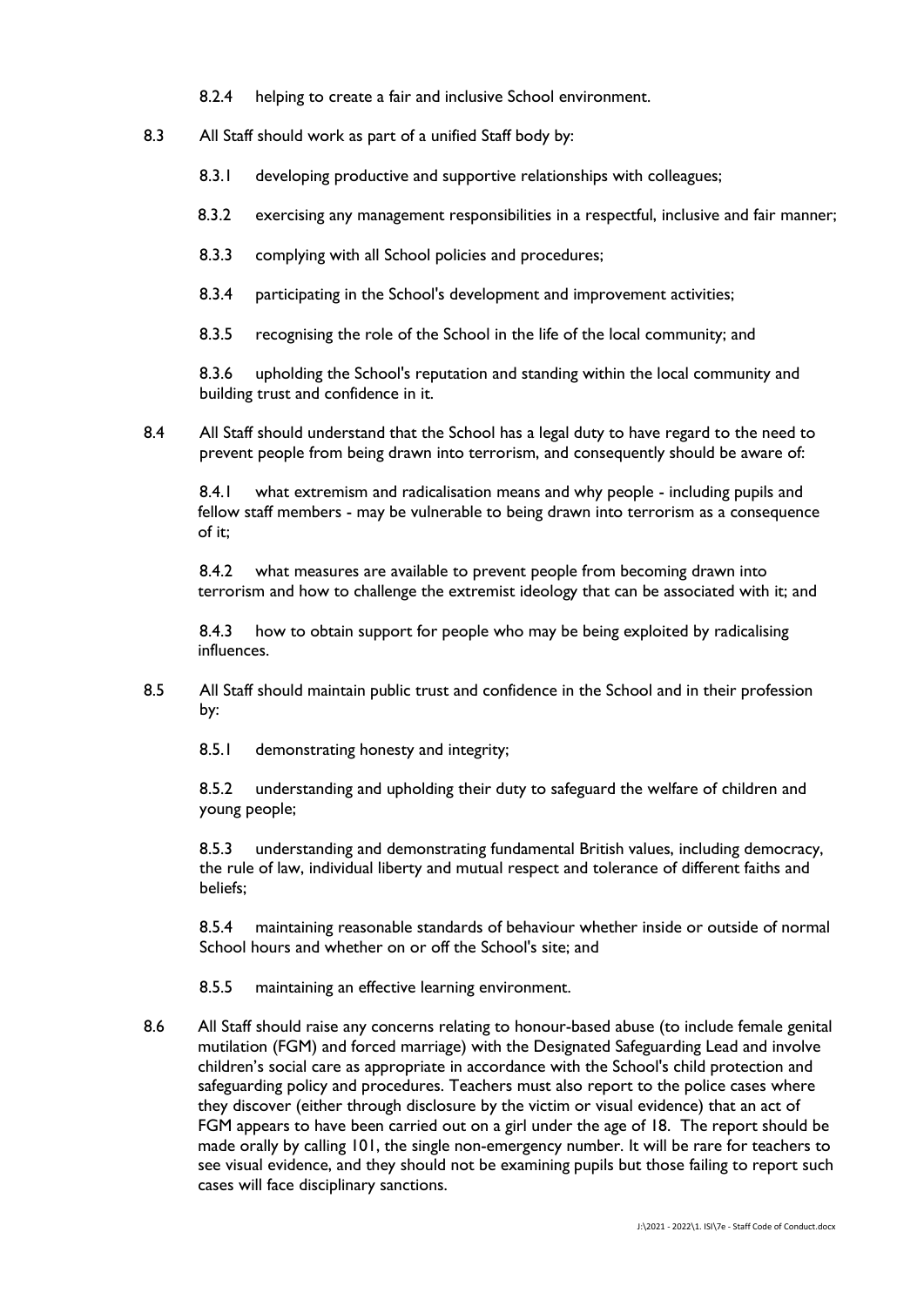8.2.4 helping to create a fair and inclusive School environment.

8.3 All Staff should work as part of a unified Staff body by:

8.3.1 developing productive and supportive relationships with colleagues;

8.3.2 exercising any management responsibilities in a respectful, inclusive and fair manner;

8.3.3 complying with all School policies and procedures;

8.3.4 participating in the School's development and improvement activities;

8.3.5 recognising the role of the School in the life of the local community; and

8.3.6 upholding the School's reputation and standing within the local community and building trust and confidence in it.

8.4 All Staff should understand that the School has a legal duty to have regard to the need to prevent people from being drawn into terrorism, and consequently should be aware of:

8.4.1 what extremism and radicalisation means and why people - including pupils and fellow staff members - may be vulnerable to being drawn into terrorism as a consequence of it;

8.4.2 what measures are available to prevent people from becoming drawn into terrorism and how to challenge the extremist ideology that can be associated with it; and

8.4.3 how to obtain support for people who may be being exploited by radicalising influences.

8.5 All Staff should maintain public trust and confidence in the School and in their profession by:

8.5.1 demonstrating honesty and integrity;

8.5.2 understanding and upholding their duty to safeguard the welfare of children and young people;

8.5.3 understanding and demonstrating fundamental British values, including democracy, the rule of law, individual liberty and mutual respect and tolerance of different faiths and beliefs;

8.5.4 maintaining reasonable standards of behaviour whether inside or outside of normal School hours and whether on or off the School's site; and

8.5.5 maintaining an effective learning environment.

8.6 All Staff should raise any concerns relating to honour-based abuse (to include female genital mutilation (FGM) and forced marriage) with the Designated Safeguarding Lead and involve children's social care as appropriate in accordance with the School's child protection and safeguarding policy and procedures. Teachers must also report to the police cases where they discover (either through disclosure by the victim or visual evidence) that an act of FGM appears to have been carried out on a girl under the age of 18. The report should be made orally by calling 101, the single non-emergency number. It will be rare for teachers to see visual evidence, and they should not be examining pupils but those failing to report such cases will face disciplinary sanctions.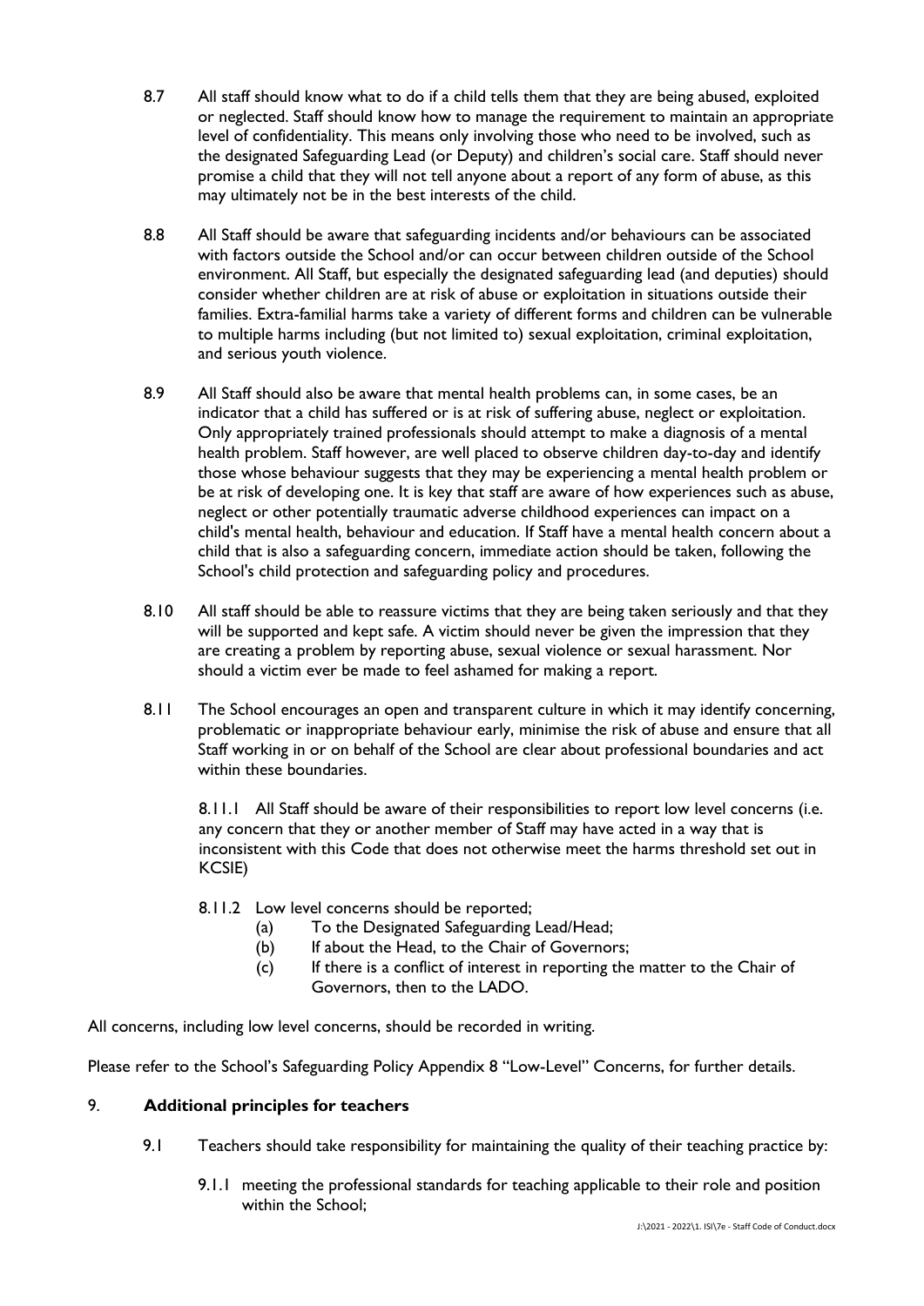8.7 All staff should know what to do if a child tells them that they are being abused, exploited or neglected. Staff should know how to manage the requirement to maintain an appropriate level of confidentiality. This means only involving those who need to be involved, such as the designated Safeguarding Lead (or Deputy) and children's social care. Staff should never promise a child that they will not tell anyone about a report of any form of abuse, as this may ultimately not be in the best interests of the child.

8.8 All Staff should be aware that safeguarding incidents and/or behaviours can be associated with factors outside the School and/or can occur between children outside of the School environment. All Staff, but especially the designated safeguarding lead (and deputies) should consider whether children are at risk of abuse or exploitation in situations outside their families. Extra-familial harms take a variety of different forms and children can be vulnerable to multiple harms including (but not limited to) sexual exploitation, criminal exploitation, and serious youth violence.

8.9 All Staff should also be aware that mental health problems can, in some cases, be an indicator that a child has suffered or is at risk of suffering abuse, neglect or exploitation. Only appropriately trained professionals should attempt to make a diagnosis of a mental health problem. Staff however, are well placed to observe children day-to-day and identify those whose behaviour suggests that they may be experiencing a mental health problem or be at risk of developing one. It is key that staff are aware of how experiences such as abuse, neglect or other potentially traumatic adverse childhood experiences can impact on a child's mental health, behaviour and education. If Staff have a mental health concern about a child that is also a safeguarding concern, immediate action should be taken, following the School's child protection and safeguarding policy and procedures.

8.10 All staff should be able to reassure victims that they are being taken seriously and that they will be supported and kept safe. A victim should never be given the impression that they are creating a problem by reporting abuse, sexual violence or sexual harassment. Nor should a victim ever be made to feel ashamed for making a report.

8.11 The School encourages an open and transparent culture in which it may identify concerning, problematic or inappropriate behaviour early, minimise the risk of abuse and ensure that all Staff working in or on behalf of the School are clear about professional boundaries and act within these boundaries.

8.11.1 All Staff should be aware of their responsibilities to report low level concerns (i.e. any concern that they or another member of Staff may have acted in a way that is inconsistent with this Code that does not otherwise meet the harms threshold set out in KCSIE)

8.11.2 Low level concerns should be reported;

- (a) To the Designated Safeguarding Lead/Head;
- (b) If about the Head, to the Chair of Governors;
- (c) If there is a conflict of interest in reporting the matter to the Chair of Governors, then to the LADO.

All concerns, including low level concerns, should be recorded in writing.

Please refer to the School's Safeguarding Policy Appendix 8 "Low-Level" Concerns, for further details.

## 9. **Additional principles for teachers**

9.1 Teachers should take responsibility for maintaining the quality of their teaching practice by:

9.1.1 meeting the professional standards for teaching applicable to their role and position within the School;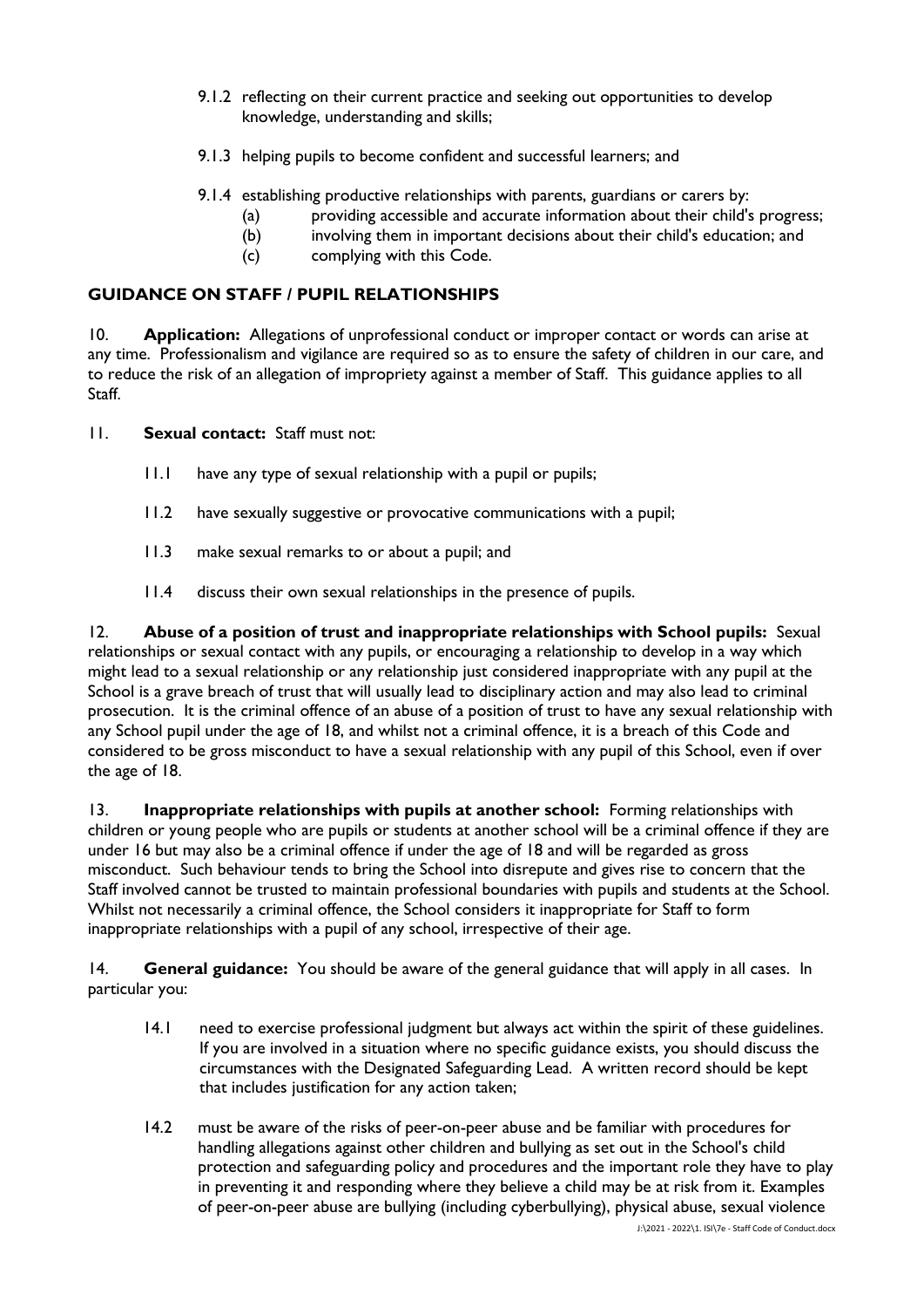9.1.2 reflecting on their current practice and seeking out opportunities to develop knowledge, understanding and skills;

9.1.3 helping pupils to become confident and successful learners; and

9.1.4 establishing productive relationships with parents, guardians or carers by:

(a) providing accessible and accurate information about their child's progress;

(b) involving them in important decisions about their child's education; and

(c) complying with this Code.

## GUIDANCE ON STAFF / PUPIL RELATIONSHIPS

10. **Application:** Allegations of unprofessional conduct or improper contact or words can arise at any time. Professionalism and vigilance are required so as to ensure the safety of children in our care, and to reduce the risk of an allegation of impropriety against a member of Staff. This guidance applies to all Staff.

11. **Sexual contact:** Staff must not:

11.1 have any type of sexual relationship with a pupil or pupils;

11.2 have sexually suggestive or provocative communications with a pupil;

11.3 make sexual remarks to or about a pupil; and

11.4 discuss their own sexual relationships in the presence of pupils.

12. **Abuse of a position of trust and inappropriate relationships with School pupils:** Sexual relationships or sexual contact with any pupils, or encouraging a relationship to develop in a way which might lead to a sexual relationship or any relationship just considered inappropriate with any pupil at the School is a grave breach of trust that will usually lead to disciplinary action and may also lead to criminal prosecution. It is the criminal offence of an abuse of a position of trust to have any sexual relationship with any School pupil under the age of 18, and whilst not a criminal offence, it is a breach of this Code and considered to be gross misconduct to have a sexual relationship with any pupil of this School, even if over the age of 18.

13. **Inappropriate relationships with pupils at another school:** Forming relationships with children or young people who are pupils or students at another school will be a criminal offence if they are under 16 but may also be a criminal offence if under the age of 18 and will be regarded as gross misconduct. Such behaviour tends to bring the School into disrepute and gives rise to concern that the Staff involved cannot be trusted to maintain professional boundaries with pupils and students at the School. Whilst not necessarily a criminal offence, the School considers it inappropriate for Staff to form inappropriate relationships with a pupil of any school, irrespective of their age.

14. **General guidance:** You should be aware of the general guidance that will apply in all cases. In particular you:

14.1 need to exercise professional judgment but always act within the spirit of these guidelines. If you are involved in a situation where no specific guidance exists, you should discuss the circumstances with the Designated Safeguarding Lead. A written record should be kept that includes justification for any action taken;

14.2 must be aware of the risks of peer-on-peer abuse and be familiar with procedures for handling allegations against other children and bullying as set out in the School's child protection and safeguarding policy and procedures and the important role they have to play in preventing it and responding where they believe a child may be at risk from it. Examples of peer-on-peer abuse are bullying (including cyberbullying), physical abuse, sexual violence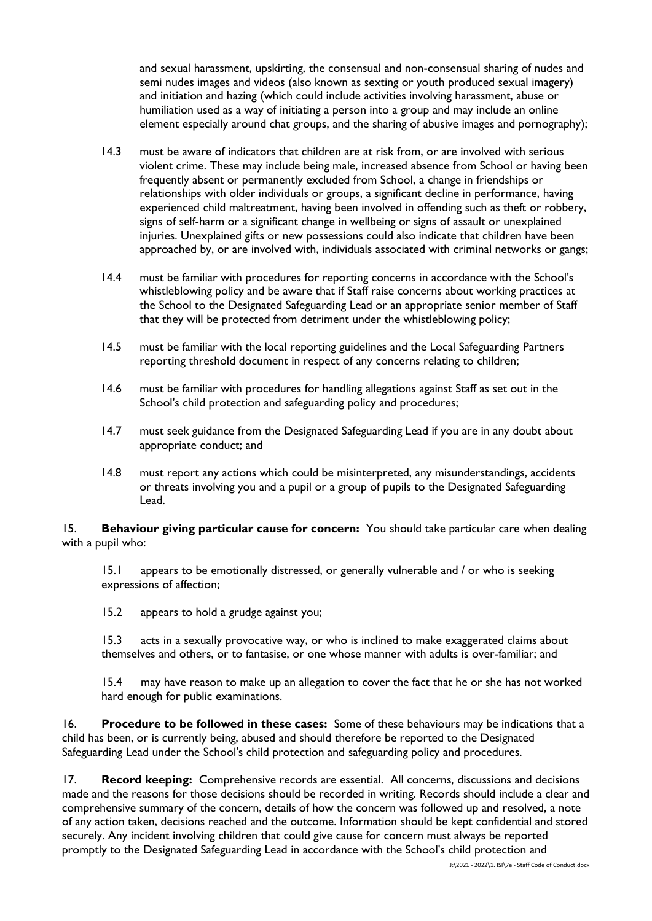and sexual harassment, upskirting, the consensual and non-consensual sharing of nudes and semi nudes images and videos (also known as sexting or youth produced sexual imagery) and initiation and hazing (which could include activities involving harassment, abuse or humiliation used as a way of initiating a person into a group and may include an online element especially around chat groups, and the sharing of abusive images and pornography);

14.3 must be aware of indicators that children are at risk from, or are involved with serious violent crime. These may include being male, increased absence from School or having been frequently absent or permanently excluded from School, a change in friendships or relationships with older individuals or groups, a significant decline in performance, having experienced child maltreatment, having been involved in offending such as theft or robbery, signs of self-harm or a significant change in wellbeing or signs of assault or unexplained injuries. Unexplained gifts or new possessions could also indicate that children have been approached by, or are involved with, individuals associated with criminal networks or gangs;

14.4 must be familiar with procedures for reporting concerns in accordance with the School's whistleblowing policy and be aware that if Staff raise concerns about working practices at the School to the Designated Safeguarding Lead or an appropriate senior member of Staff that they will be protected from detriment under the whistleblowing policy;

14.5 must be familiar with the local reporting guidelines and the Local Safeguarding Partners reporting threshold document in respect of any concerns relating to children;

14.6 must be familiar with procedures for handling allegations against Staff as set out in the School's child protection and safeguarding policy and procedures;

14.7 must seek guidance from the Designated Safeguarding Lead if you are in any doubt about appropriate conduct; and

14.8 must report any actions which could be misinterpreted, any misunderstandings, accidents or threats involving you and a pupil or a group of pupils to the Designated Safeguarding Lead.

15. **Behaviour giving particular cause for concern:** You should take particular care when dealing with a pupil who:

15.1 appears to be emotionally distressed, or generally vulnerable and / or who is seeking expressions of affection;

15.2 appears to hold a grudge against you;

15.3 acts in a sexually provocative way, or who is inclined to make exaggerated claims about themselves and others, or to fantasise, or one whose manner with adults is over-familiar; and

15.4 may have reason to make up an allegation to cover the fact that he or she has not worked hard enough for public examinations.

16. **Procedure to be followed in these cases:** Some of these behaviours may be indications that a child has been, or is currently being, abused and should therefore be reported to the Designated Safeguarding Lead under the School's child protection and safeguarding policy and procedures.

17. **Record keeping:** Comprehensive records are essential. All concerns, discussions and decisions made and the reasons for those decisions should be recorded in writing. Records should include a clear and comprehensive summary of the concern, details of how the concern was followed up and resolved, a note of any action taken, decisions reached and the outcome. Information should be kept confidential and stored securely. Any incident involving children that could give cause for concern must always be reported promptly to the Designated Safeguarding Lead in accordance with the School's child protection and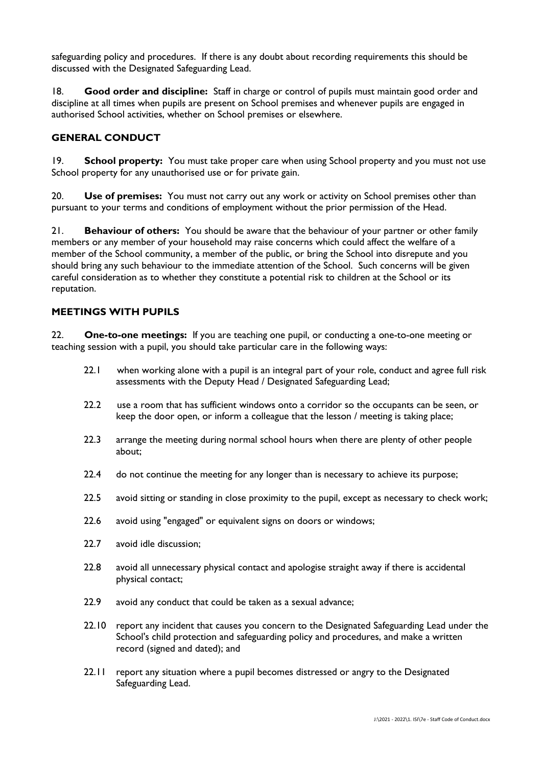safeguarding policy and procedures. If there is any doubt about recording requirements this should be discussed with the Designated Safeguarding Lead.

18. **Good order and discipline:** Staff in charge or control of pupils must maintain good order and discipline at all times when pupils are present on School premises and whenever pupils are engaged in authorised School activities, whether on School premises or elsewhere.

## GENERAL CONDUCT

19. **School property:** You must take proper care when using School property and you must not use School property for any unauthorised use or for private gain.

20. **Use of premises:** You must not carry out any work or activity on School premises other than pursuant to your terms and conditions of employment without the prior permission of the Head.

21. **Behaviour of others:** You should be aware that the behaviour of your partner or other family members or any member of your household may raise concerns which could affect the welfare of a member of the School community, a member of the public, or bring the School into disrepute and you should bring any such behaviour to the immediate attention of the School. Such concerns will be given careful consideration as to whether they constitute a potential risk to children at the School or its reputation.

## MEETINGS WITH PUPILS

22. **One-to-one meetings:** If you are teaching one pupil, or conducting a one-to-one meeting or teaching session with a pupil, you should take particular care in the following ways:

22.1 when working alone with a pupil is an integral part of your role, conduct and agree full risk assessments with the Deputy Head / Designated Safeguarding Lead;

22.2 use a room that has sufficient windows onto a corridor so the occupants can be seen, or keep the door open, or inform a colleague that the lesson / meeting is taking place;

22.3 arrange the meeting during normal school hours when there are plenty of other people about;

22.4 do not continue the meeting for any longer than is necessary to achieve its purpose;

22.5 avoid sitting or standing in close proximity to the pupil, except as necessary to check work;

22.6 avoid using "engaged" or equivalent signs on doors or windows;

22.7 avoid idle discussion;

22.8 avoid all unnecessary physical contact and apologise straight away if there is accidental physical contact;

22.9 avoid any conduct that could be taken as a sexual advance;

22.10 report any incident that causes you concern to the Designated Safeguarding Lead under the School's child protection and safeguarding policy and procedures, and make a written record (signed and dated); and

22.11 report any situation where a pupil becomes distressed or angry to the Designated Safeguarding Lead.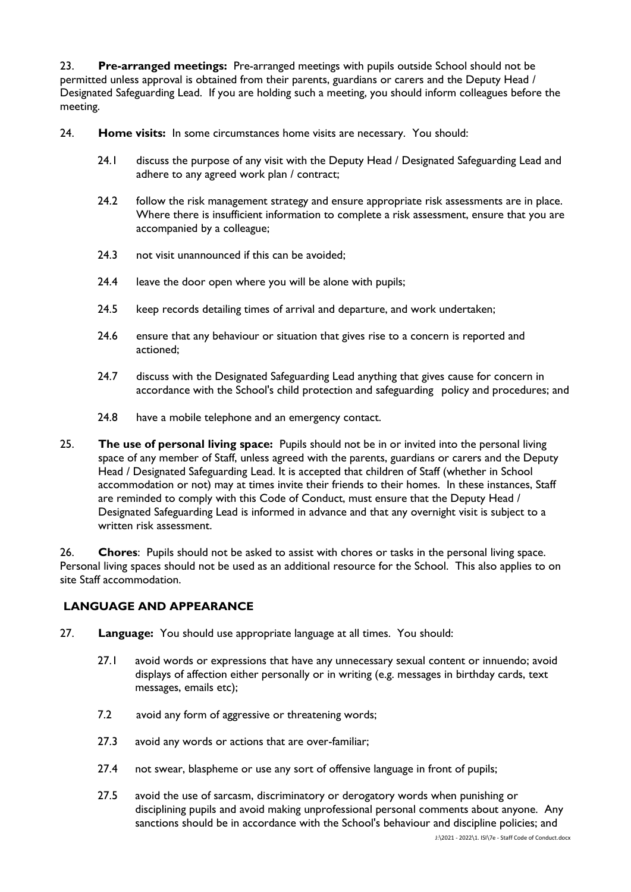23. **Pre-arranged meetings:** Pre-arranged meetings with pupils outside School should not be permitted unless approval is obtained from their parents, guardians or carers and the Deputy Head / Designated Safeguarding Lead. If you are holding such a meeting, you should inform colleagues before the meeting.

24. **Home visits:** In some circumstances home visits are necessary. You should:

24.1 discuss the purpose of any visit with the Deputy Head / Designated Safeguarding Lead and adhere to any agreed work plan / contract;

24.2 follow the risk management strategy and ensure appropriate risk assessments are in place. Where there is insufficient information to complete a risk assessment, ensure that you are accompanied by a colleague;

24.3 not visit unannounced if this can be avoided;

24.4 leave the door open where you will be alone with pupils;

24.5 keep records detailing times of arrival and departure, and work undertaken;

24.6 ensure that any behaviour or situation that gives rise to a concern is reported and actioned;

24.7 discuss with the Designated Safeguarding Lead anything that gives cause for concern in accordance with the School's child protection and safeguarding policy and procedures; and

24.8 have a mobile telephone and an emergency contact.

25. **The use of personal living space:** Pupils should not be in or invited into the personal living space of any member of Staff, unless agreed with the parents, guardians or carers and the Deputy Head / Designated Safeguarding Lead. It is accepted that children of Staff (whether in School accommodation or not) may at times invite their friends to their homes. In these instances, Staff are reminded to comply with this Code of Conduct, must ensure that the Deputy Head / Designated Safeguarding Lead is informed in advance and that any overnight visit is subject to a written risk assessment.

26. **Chores**: Pupils should not be asked to assist with chores or tasks in the personal living space. Personal living spaces should not be used as an additional resource for the School. This also applies to on site Staff accommodation.

## LANGUAGE AND APPEARANCE

27. **Language:** You should use appropriate language at all times. You should:

27.1 avoid words or expressions that have any unnecessary sexual content or innuendo; avoid displays of affection either personally or in writing (e.g. messages in birthday cards, text messages, emails etc);

7.2 avoid any form of aggressive or threatening words;

27.3 avoid any words or actions that are over-familiar;

27.4 not swear, blaspheme or use any sort of offensive language in front of pupils;

27.5 avoid the use of sarcasm, discriminatory or derogatory words when punishing or disciplining pupils and avoid making unprofessional personal comments about anyone. Any sanctions should be in accordance with the School's behaviour and discipline policies; and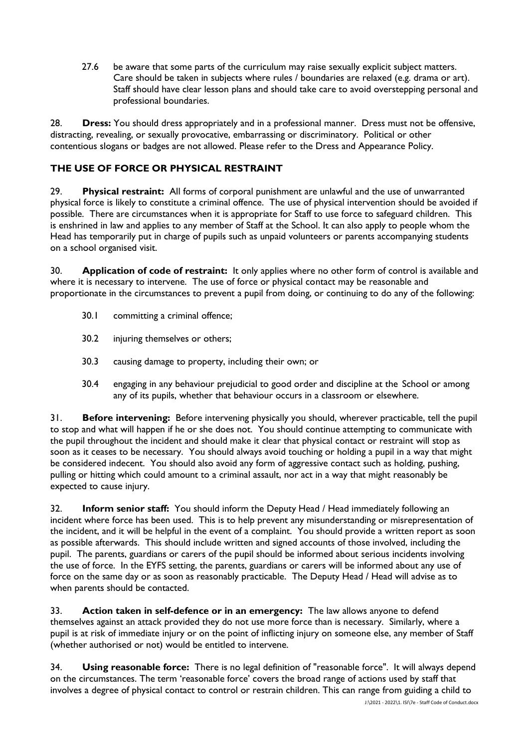27.6 be aware that some parts of the curriculum may raise sexually explicit subject matters. Care should be taken in subjects where rules / boundaries are relaxed (e.g. drama or art). Staff should have clear lesson plans and should take care to avoid overstepping personal and professional boundaries.

28. **Dress:** You should dress appropriately and in a professional manner. Dress must not be offensive, distracting, revealing, or sexually provocative, embarrassing or discriminatory. Political or other contentious slogans or badges are not allowed. Please refer to the Dress and Appearance Policy.

## THE USE OF FORCE OR PHYSICAL RESTRAINT

29. **Physical restraint:** All forms of corporal punishment are unlawful and the use of unwarranted physical force is likely to constitute a criminal offence. The use of physical intervention should be avoided if possible. There are circumstances when it is appropriate for Staff to use force to safeguard children. This is enshrined in law and applies to any member of Staff at the School. It can also apply to people whom the Head has temporarily put in charge of pupils such as unpaid volunteers or parents accompanying students on a school organised visit.

30. **Application of code of restraint:** It only applies where no other form of control is available and where it is necessary to intervene. The use of force or physical contact may be reasonable and proportionate in the circumstances to prevent a pupil from doing, or continuing to do any of the following:

30.1 committing a criminal offence;

30.2 injuring themselves or others;

30.3 causing damage to property, including their own; or

30.4 engaging in any behaviour prejudicial to good order and discipline at the School or among any of its pupils, whether that behaviour occurs in a classroom or elsewhere.

31. **Before intervening:** Before intervening physically you should, wherever practicable, tell the pupil to stop and what will happen if he or she does not. You should continue attempting to communicate with the pupil throughout the incident and should make it clear that physical contact or restraint will stop as soon as it ceases to be necessary. You should always avoid touching or holding a pupil in a way that might be considered indecent. You should also avoid any form of aggressive contact such as holding, pushing, pulling or hitting which could amount to a criminal assault, nor act in a way that might reasonably be expected to cause injury.

32. **Inform senior staff:** You should inform the Deputy Head / Head immediately following an incident where force has been used. This is to help prevent any misunderstanding or misrepresentation of the incident, and it will be helpful in the event of a complaint. You should provide a written report as soon as possible afterwards. This should include written and signed accounts of those involved, including the pupil. The parents, guardians or carers of the pupil should be informed about serious incidents involving the use of force. In the EYFS setting, the parents, guardians or carers will be informed about any use of force on the same day or as soon as reasonably practicable. The Deputy Head / Head will advise as to when parents should be contacted.

33. **Action taken in self-defence or in an emergency:** The law allows anyone to defend themselves against an attack provided they do not use more force than is necessary. Similarly, where a pupil is at risk of immediate injury or on the point of inflicting injury on someone else, any member of Staff (whether authorised or not) would be entitled to intervene.

34. **Using reasonable force:** There is no legal definition of "reasonable force". It will always depend on the circumstances. The term 'reasonable force' covers the broad range of actions used by staff that involves a degree of physical contact to control or restrain children. This can range from guiding a child to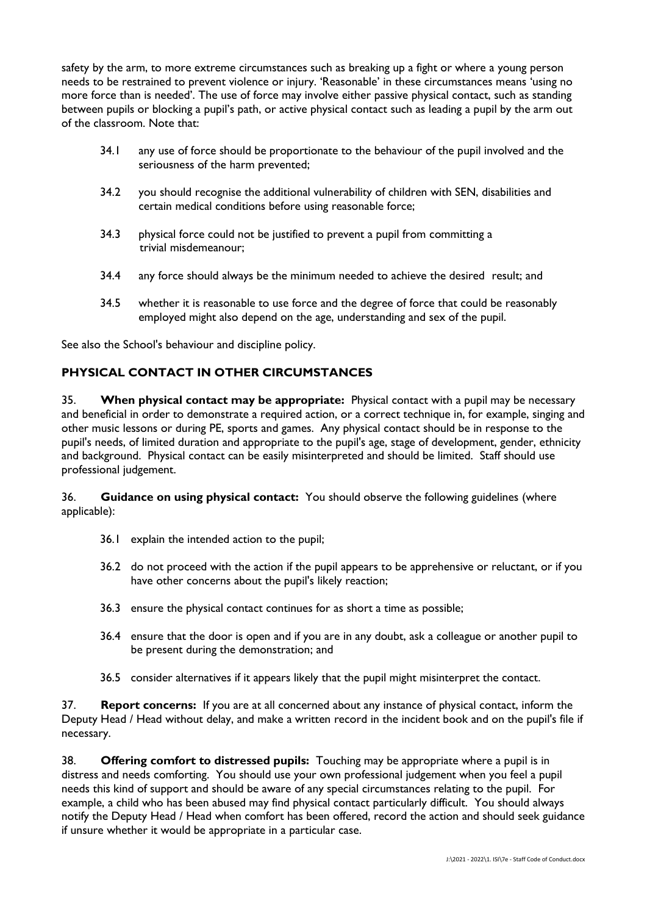safety by the arm, to more extreme circumstances such as breaking up a fight or where a young person needs to be restrained to prevent violence or injury. 'Reasonable' in these circumstances means 'using no more force than is needed'. The use of force may involve either passive physical contact, such as standing between pupils or blocking a pupil's path, or active physical contact such as leading a pupil by the arm out of the classroom. Note that:

34.1 any use of force should be proportionate to the behaviour of the pupil involved and the seriousness of the harm prevented;

34.2 you should recognise the additional vulnerability of children with SEN, disabilities and certain medical conditions before using reasonable force;

34.3 physical force could not be justified to prevent a pupil from committing a trivial misdemeanour;

34.4 any force should always be the minimum needed to achieve the desired result; and

34.5 whether it is reasonable to use force and the degree of force that could be reasonably employed might also depend on the age, understanding and sex of the pupil.

See also the School's behaviour and discipline policy.

## PHYSICAL CONTACT IN OTHER CIRCUMSTANCES

35. **When physical contact may be appropriate:** Physical contact with a pupil may be necessary and beneficial in order to demonstrate a required action, or a correct technique in, for example, singing and other music lessons or during PE, sports and games. Any physical contact should be in response to the pupil's needs, of limited duration and appropriate to the pupil's age, stage of development, gender, ethnicity and background. Physical contact can be easily misinterpreted and should be limited. Staff should use professional judgement.

36. **Guidance on using physical contact:** You should observe the following guidelines (where applicable):

36.1 explain the intended action to the pupil;

36.2 do not proceed with the action if the pupil appears to be apprehensive or reluctant, or if you have other concerns about the pupil's likely reaction;

36.3 ensure the physical contact continues for as short a time as possible;

36.4 ensure that the door is open and if you are in any doubt, ask a colleague or another pupil to be present during the demonstration; and

36.5 consider alternatives if it appears likely that the pupil might misinterpret the contact.

37. **Report concerns:** If you are at all concerned about any instance of physical contact, inform the Deputy Head / Head without delay, and make a written record in the incident book and on the pupil's file if necessary.

38. **Offering comfort to distressed pupils:** Touching may be appropriate where a pupil is in distress and needs comforting. You should use your own professional judgement when you feel a pupil needs this kind of support and should be aware of any special circumstances relating to the pupil. For example, a child who has been abused may find physical contact particularly difficult. You should always notify the Deputy Head / Head when comfort has been offered, record the action and should seek guidance if unsure whether it would be appropriate in a particular case.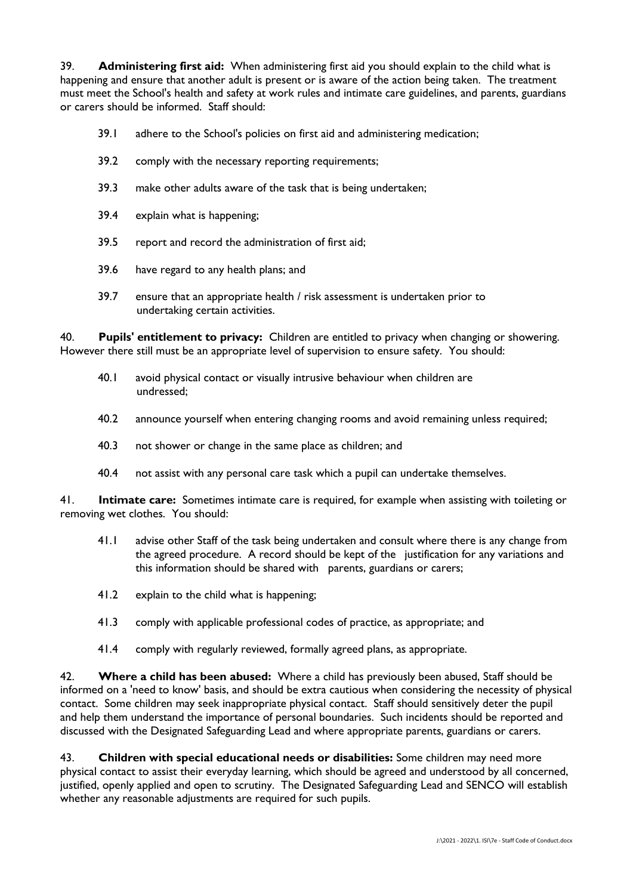39. **Administering first aid:** When administering first aid you should explain to the child what is happening and ensure that another adult is present or is aware of the action being taken. The treatment must meet the School's health and safety at work rules and intimate care guidelines, and parents, guardians or carers should be informed. Staff should:

39.1 adhere to the School's policies on first aid and administering medication;

39.2 comply with the necessary reporting requirements;

39.3 make other adults aware of the task that is being undertaken;

39.4 explain what is happening;

39.5 report and record the administration of first aid;

39.6 have regard to any health plans; and

39.7 ensure that an appropriate health / risk assessment is undertaken prior to undertaking certain activities.

40. **Pupils' entitlement to privacy:** Children are entitled to privacy when changing or showering. However there still must be an appropriate level of supervision to ensure safety. You should:

40.1 avoid physical contact or visually intrusive behaviour when children are undressed;

40.2 announce yourself when entering changing rooms and avoid remaining unless required;

40.3 not shower or change in the same place as children; and

40.4 not assist with any personal care task which a pupil can undertake themselves.

41. **Intimate care:** Sometimes intimate care is required, for example when assisting with toileting or removing wet clothes. You should:

41.1 advise other Staff of the task being undertaken and consult where there is any change from the agreed procedure. A record should be kept of the justification for any variations and this information should be shared with parents, guardians or carers;

41.2 explain to the child what is happening;

41.3 comply with applicable professional codes of practice, as appropriate; and

41.4 comply with regularly reviewed, formally agreed plans, as appropriate.

42. **Where a child has been abused:** Where a child has previously been abused, Staff should be informed on a 'need to know' basis, and should be extra cautious when considering the necessity of physical contact. Some children may seek inappropriate physical contact. Staff should sensitively deter the pupil and help them understand the importance of personal boundaries. Such incidents should be reported and discussed with the Designated Safeguarding Lead and where appropriate parents, guardians or carers.

43. **Children with special educational needs or disabilities:** Some children may need more physical contact to assist their everyday learning, which should be agreed and understood by all concerned, justified, openly applied and open to scrutiny. The Designated Safeguarding Lead and SENCO will establish whether any reasonable adjustments are required for such pupils.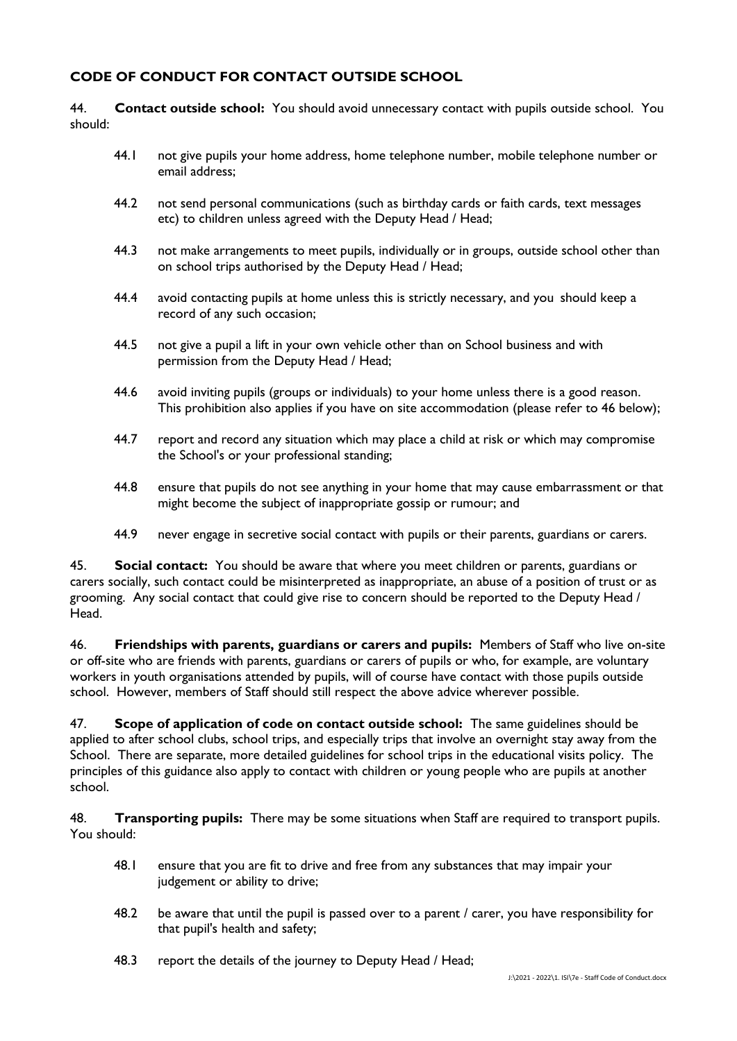## CODE OF CONDUCT FOR CONTACT OUTSIDE SCHOOL

44. **Contact outside school:** You should avoid unnecessary contact with pupils outside school. You should:

- 44.1 not give pupils your home address, home telephone number, mobile telephone number or email address;
- 44.2 not send personal communications (such as birthday cards or faith cards, text messages etc) to children unless agreed with the Deputy Head / Head;
- 44.3 not make arrangements to meet pupils, individually or in groups, outside school other than on school trips authorised by the Deputy Head / Head;
- 44.4 avoid contacting pupils at home unless this is strictly necessary, and you should keep a record of any such occasion;
- 44.5 not give a pupil a lift in your own vehicle other than on School business and with permission from the Deputy Head / Head;
- 44.6 avoid inviting pupils (groups or individuals) to your home unless there is a good reason. This prohibition also applies if you have on site accommodation (please refer to 46 below);
- 44.7 report and record any situation which may place a child at risk or which may compromise the School's or your professional standing;
- 44.8 ensure that pupils do not see anything in your home that may cause embarrassment or that might become the subject of inappropriate gossip or rumour; and
- 44.9 never engage in secretive social contact with pupils or their parents, guardians or carers.

45. **Social contact:** You should be aware that where you meet children or parents, guardians or carers socially, such contact could be misinterpreted as inappropriate, an abuse of a position of trust or as grooming. Any social contact that could give rise to concern should be reported to the Deputy Head / Head.

46. **Friendships with parents, guardians or carers and pupils:** Members of Staff who live on-site or off-site who are friends with parents, guardians or carers of pupils or who, for example, are voluntary workers in youth organisations attended by pupils, will of course have contact with those pupils outside school. However, members of Staff should still respect the above advice wherever possible.

47. **Scope of application of code on contact outside school:** The same guidelines should be applied to after school clubs, school trips, and especially trips that involve an overnight stay away from the School. There are separate, more detailed guidelines for school trips in the educational visits policy. The principles of this guidance also apply to contact with children or young people who are pupils at another school.

48. **Transporting pupils:** There may be some situations when Staff are required to transport pupils. You should:

- 48.1 ensure that you are fit to drive and free from any substances that may impair your judgement or ability to drive;
- 48.2 be aware that until the pupil is passed over to a parent / carer, you have responsibility for that pupil's health and safety;
- 48.3 report the details of the journey to Deputy Head / Head;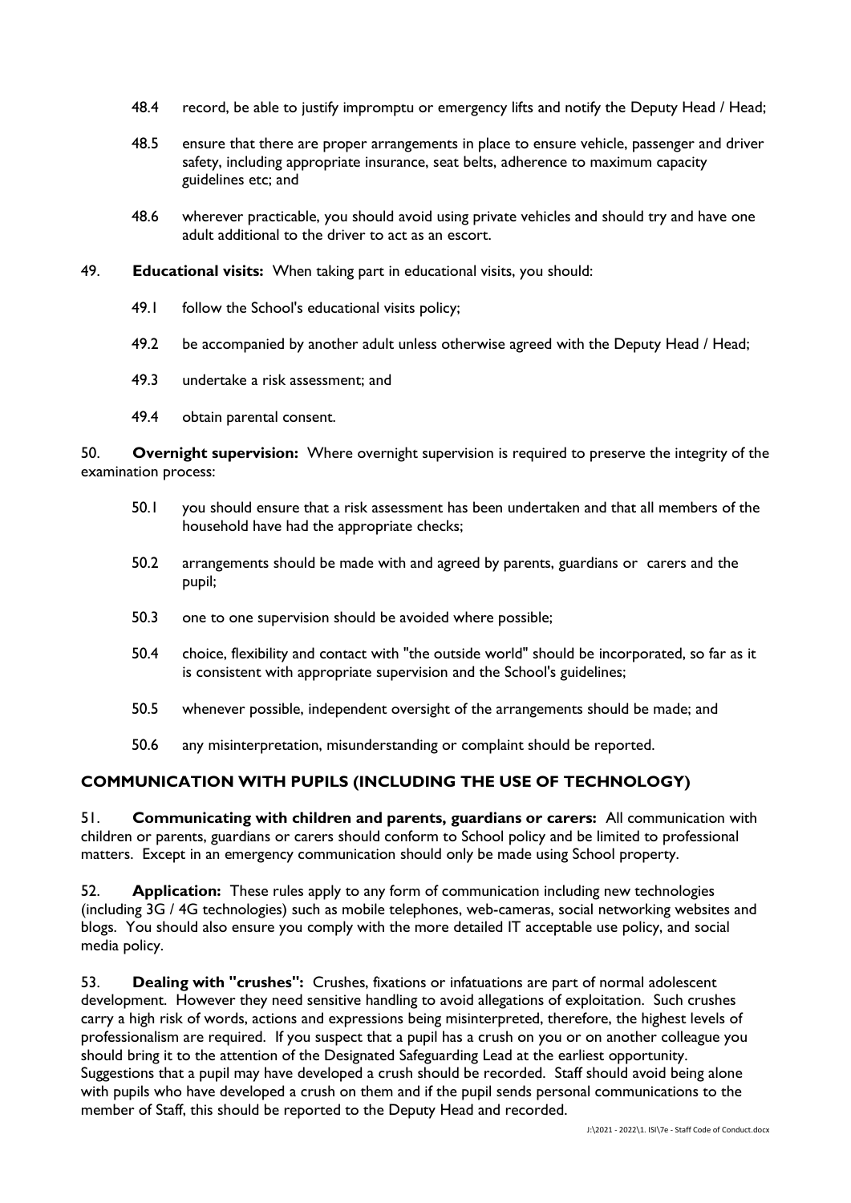48.4 record, be able to justify impromptu or emergency lifts and notify the Deputy Head / Head;

48.5 ensure that there are proper arrangements in place to ensure vehicle, passenger and driver safety, including appropriate insurance, seat belts, adherence to maximum capacity guidelines etc; and

48.6 wherever practicable, you should avoid using private vehicles and should try and have one adult additional to the driver to act as an escort.

49. **Educational visits:** When taking part in educational visits, you should:

49.1 follow the School's educational visits policy;

49.2 be accompanied by another adult unless otherwise agreed with the Deputy Head / Head;

49.3 undertake a risk assessment; and

49.4 obtain parental consent.

50. **Overnight supervision:** Where overnight supervision is required to preserve the integrity of the examination process:

50.1 you should ensure that a risk assessment has been undertaken and that all members of the household have had the appropriate checks;

50.2 arrangements should be made with and agreed by parents, guardians or carers and the pupil;

50.3 one to one supervision should be avoided where possible;

50.4 choice, flexibility and contact with "the outside world" should be incorporated, so far as it is consistent with appropriate supervision and the School's guidelines;

50.5 whenever possible, independent oversight of the arrangements should be made; and

50.6 any misinterpretation, misunderstanding or complaint should be reported.

## COMMUNICATION WITH PUPILS (INCLUDING THE USE OF TECHNOLOGY)

51. **Communicating with children and parents, guardians or carers:** All communication with children or parents, guardians or carers should conform to School policy and be limited to professional matters. Except in an emergency communication should only be made using School property.

52. **Application:** These rules apply to any form of communication including new technologies (including 3G / 4G technologies) such as mobile telephones, web-cameras, social networking websites and blogs. You should also ensure you comply with the more detailed IT acceptable use policy, and social media policy.

53. **Dealing with "crushes":** Crushes, fixations or infatuations are part of normal adolescent development. However they need sensitive handling to avoid allegations of exploitation. Such crushes carry a high risk of words, actions and expressions being misinterpreted, therefore, the highest levels of professionalism are required. If you suspect that a pupil has a crush on you or on another colleague you should bring it to the attention of the Designated Safeguarding Lead at the earliest opportunity. Suggestions that a pupil may have developed a crush should be recorded. Staff should avoid being alone with pupils who have developed a crush on them and if the pupil sends personal communications to the member of Staff, this should be reported to the Deputy Head and recorded.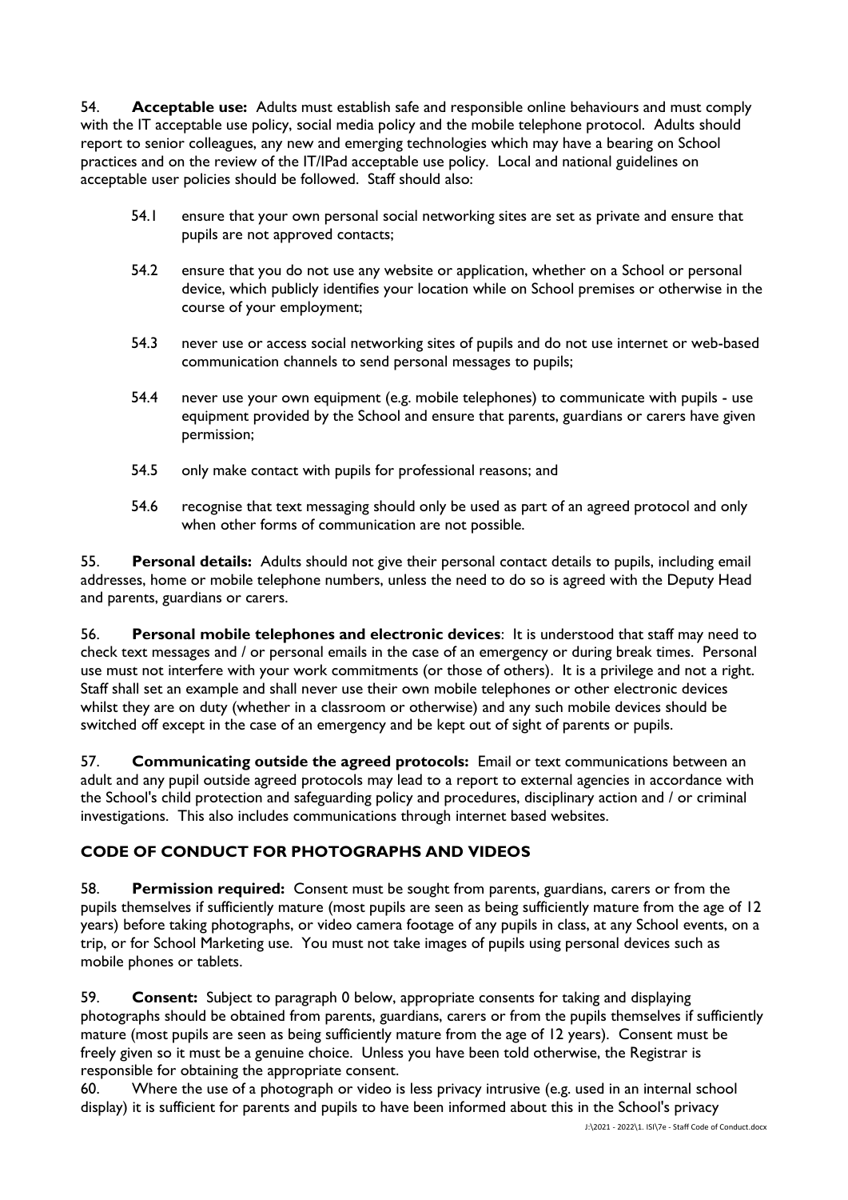54. **Acceptable use:** Adults must establish safe and responsible online behaviours and must comply with the IT acceptable use policy, social media policy and the mobile telephone protocol. Adults should report to senior colleagues, any new and emerging technologies which may have a bearing on School practices and on the review of the IT/IPad acceptable use policy. Local and national guidelines on acceptable user policies should be followed. Staff should also:

54.1 ensure that your own personal social networking sites are set as private and ensure that pupils are not approved contacts;

54.2 ensure that you do not use any website or application, whether on a School or personal device, which publicly identifies your location while on School premises or otherwise in the course of your employment;

54.3 never use or access social networking sites of pupils and do not use internet or web-based communication channels to send personal messages to pupils;

54.4 never use your own equipment (e.g. mobile telephones) to communicate with pupils - use equipment provided by the School and ensure that parents, guardians or carers have given permission;

54.5 only make contact with pupils for professional reasons; and

54.6 recognise that text messaging should only be used as part of an agreed protocol and only when other forms of communication are not possible.

55. **Personal details:** Adults should not give their personal contact details to pupils, including email addresses, home or mobile telephone numbers, unless the need to do so is agreed with the Deputy Head and parents, guardians or carers.

56. **Personal mobile telephones and electronic devices**: It is understood that staff may need to check text messages and / or personal emails in the case of an emergency or during break times. Personal use must not interfere with your work commitments (or those of others). It is a privilege and not a right. Staff shall set an example and shall never use their own mobile telephones or other electronic devices whilst they are on duty (whether in a classroom or otherwise) and any such mobile devices should be switched off except in the case of an emergency and be kept out of sight of parents or pupils.

57. **Communicating outside the agreed protocols:** Email or text communications between an adult and any pupil outside agreed protocols may lead to a report to external agencies in accordance with the School's child protection and safeguarding policy and procedures, disciplinary action and / or criminal investigations. This also includes communications through internet based websites.

## CODE OF CONDUCT FOR PHOTOGRAPHS AND VIDEOS

58. **Permission required:** Consent must be sought from parents, guardians, carers or from the pupils themselves if sufficiently mature (most pupils are seen as being sufficiently mature from the age of 12 years) before taking photographs, or video camera footage of any pupils in class, at any School events, on a trip, or for School Marketing use. You must not take images of pupils using personal devices such as mobile phones or tablets.

59. **Consent:** Subject to paragraph 0 below, appropriate consents for taking and displaying photographs should be obtained from parents, guardians, carers or from the pupils themselves if sufficiently mature (most pupils are seen as being sufficiently mature from the age of 12 years). Consent must be freely given so it must be a genuine choice. Unless you have been told otherwise, the Registrar is responsible for obtaining the appropriate consent.

60. Where the use of a photograph or video is less privacy intrusive (e.g. used in an internal school display) it is sufficient for parents and pupils to have been informed about this in the School's privacy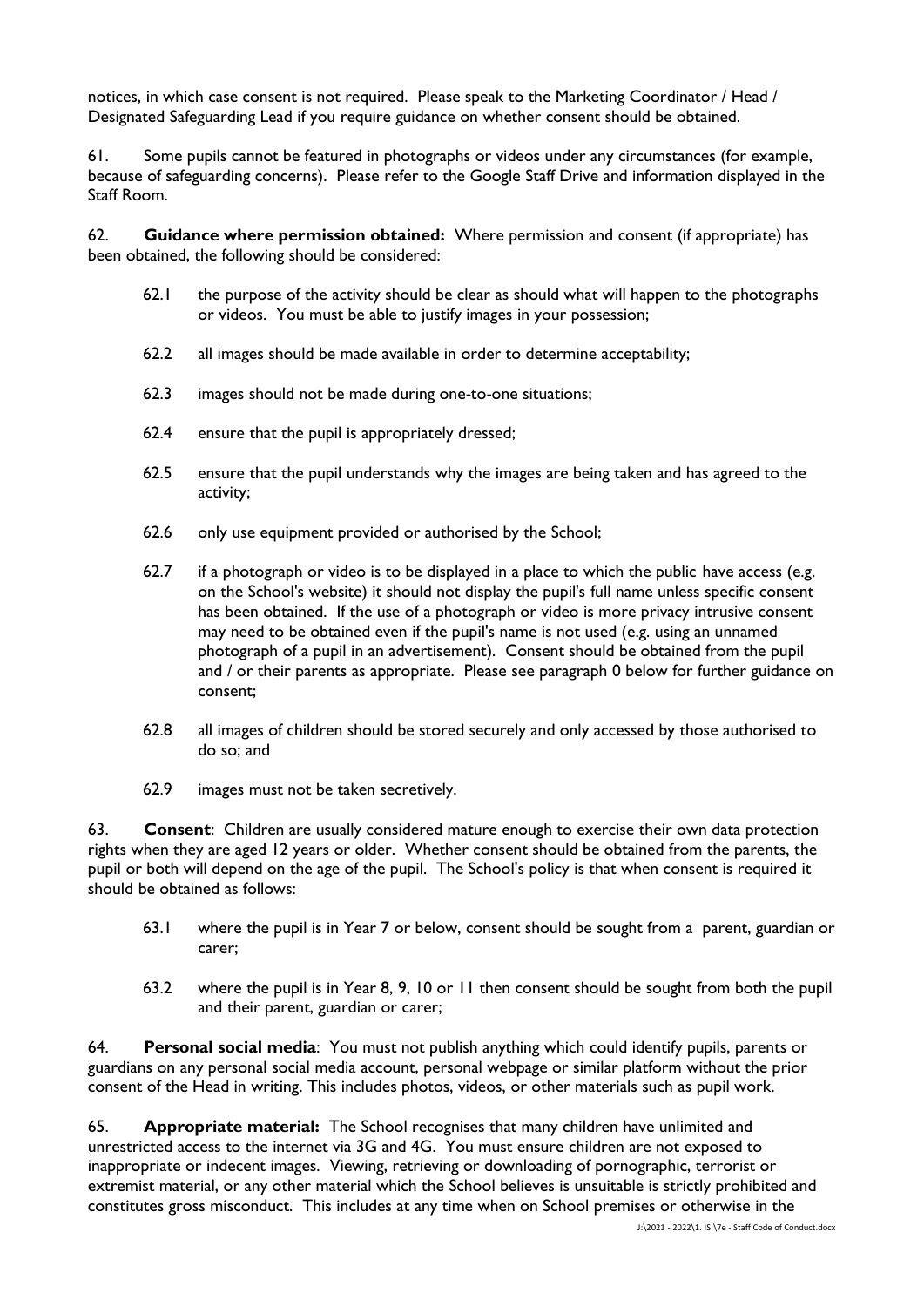notices, in which case consent is not required. Please speak to the Marketing Coordinator / Head / Designated Safeguarding Lead if you require guidance on whether consent should be obtained.

61. Some pupils cannot be featured in photographs or videos under any circumstances (for example, because of safeguarding concerns). Please refer to the Google Staff Drive and information displayed in the Staff Room.

62. **Guidance where permission obtained:** Where permission and consent (if appropriate) has been obtained, the following should be considered:

62.1 the purpose of the activity should be clear as should what will happen to the photographs or videos. You must be able to justify images in your possession;

62.2 all images should be made available in order to determine acceptability;

62.3 images should not be made during one-to-one situations;

62.4 ensure that the pupil is appropriately dressed;

62.5 ensure that the pupil understands why the images are being taken and has agreed to the activity;

62.6 only use equipment provided or authorised by the School;

62.7 if a photograph or video is to be displayed in a place to which the public have access (e.g. on the School's website) it should not display the pupil's full name unless specific consent has been obtained. If the use of a photograph or video is more privacy intrusive consent may need to be obtained even if the pupil's name is not used (e.g. using an unnamed photograph of a pupil in an advertisement). Consent should be obtained from the pupil and / or their parents as appropriate. Please see paragraph 0 below for further guidance on consent;

62.8 all images of children should be stored securely and only accessed by those authorised to do so; and

62.9 images must not be taken secretively.

63. **Consent**: Children are usually considered mature enough to exercise their own data protection rights when they are aged 12 years or older. Whether consent should be obtained from the parents, the pupil or both will depend on the age of the pupil. The School's policy is that when consent is required it should be obtained as follows:

63.1 where the pupil is in Year 7 or below, consent should be sought from a parent, guardian or carer;

63.2 where the pupil is in Year 8, 9, 10 or 11 then consent should be sought from both the pupil and their parent, guardian or carer;

64. **Personal social media**: You must not publish anything which could identify pupils, parents or guardians on any personal social media account, personal webpage or similar platform without the prior consent of the Head in writing. This includes photos, videos, or other materials such as pupil work.

65. **Appropriate material:** The School recognises that many children have unlimited and unrestricted access to the internet via 3G and 4G. You must ensure children are not exposed to inappropriate or indecent images. Viewing, retrieving or downloading of pornographic, terrorist or extremist material, or any other material which the School believes is unsuitable is strictly prohibited and constitutes gross misconduct. This includes at any time when on School premises or otherwise in the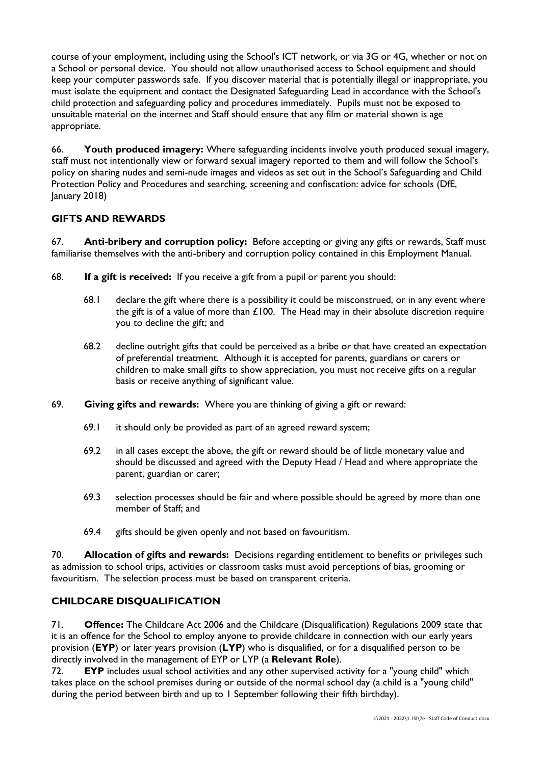course of your employment, including using the School's ICT network, or via 3G or 4G, whether or not on a School or personal device. You should not allow unauthorised access to School equipment and should keep your computer passwords safe. If you discover material that is potentially illegal or inappropriate, you must isolate the equipment and contact the Designated Safeguarding Lead in accordance with the School's child protection and safeguarding policy and procedures immediately. Pupils must not be exposed to unsuitable material on the internet and Staff should ensure that any film or material shown is age appropriate.

66. **Youth produced imagery:** Where safeguarding incidents involve youth produced sexual imagery, staff must not intentionally view or forward sexual imagery reported to them and will follow the School's policy on sharing nudes and semi-nude images and videos as set out in the School's Safeguarding and Child Protection Policy and Procedures and searching, screening and confiscation: advice for schools (DfE, January 2018)

## GIFTS AND REWARDS

67. **Anti-bribery and corruption policy:** Before accepting or giving any gifts or rewards, Staff must familiarise themselves with the anti-bribery and corruption policy contained in this Employment Manual.

68. **If a gift is received:** If you receive a gift from a pupil or parent you should:

  68.1 declare the gift where there is a possibility it could be misconstrued, or in any event where the gift is of a value of more than £100. The Head may in their absolute discretion require you to decline the gift; and

  68.2 decline outright gifts that could be perceived as a bribe or that have created an expectation of preferential treatment. Although it is accepted for parents, guardians or carers or children to make small gifts to show appreciation, you must not receive gifts on a regular basis or receive anything of significant value.

69. **Giving gifts and rewards:** Where you are thinking of giving a gift or reward:

  69.1 it should only be provided as part of an agreed reward system;

  69.2 in all cases except the above, the gift or reward should be of little monetary value and should be discussed and agreed with the Deputy Head / Head and where appropriate the parent, guardian or carer;

  69.3 selection processes should be fair and where possible should be agreed by more than one member of Staff; and

  69.4 gifts should be given openly and not based on favouritism.

70. **Allocation of gifts and rewards:** Decisions regarding entitlement to benefits or privileges such as admission to school trips, activities or classroom tasks must avoid perceptions of bias, grooming or favouritism. The selection process must be based on transparent criteria.

## CHILDCARE DISQUALIFICATION

71. **Offence:** The Childcare Act 2006 and the Childcare (Disqualification) Regulations 2009 state that it is an offence for the School to employ anyone to provide childcare in connection with our early years provision (**EYP**) or later years provision (**LYP**) who is disqualified, or for a disqualified person to be directly involved in the management of EYP or LYP (a **Relevant Role**).

72. **EYP** includes usual school activities and any other supervised activity for a "young child" which takes place on the school premises during or outside of the normal school day (a child is a "young child" during the period between birth and up to 1 September following their fifth birthday).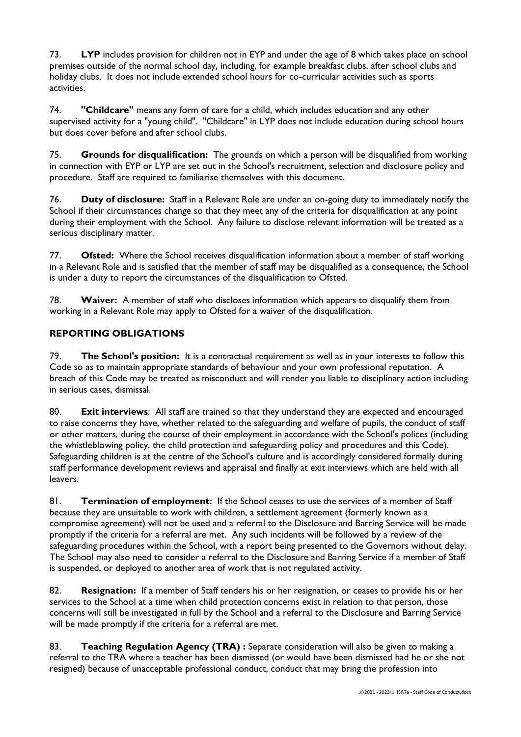73. **LYP** includes provision for children not in EYP and under the age of 8 which takes place on school premises outside of the normal school day, including, for example breakfast clubs, after school clubs and holiday clubs. It does not include extended school hours for co-curricular activities such as sports activities.

74. **"Childcare"** means any form of care for a child, which includes education and any other supervised activity for a "young child". "Childcare" in LYP does not include education during school hours but does cover before and after school clubs.

75. **Grounds for disqualification:** The grounds on which a person will be disqualified from working in connection with EYP or LYP are set out in the School's recruitment, selection and disclosure policy and procedure. Staff are required to familiarise themselves with this document.

76. **Duty of disclosure:** Staff in a Relevant Role are under an on-going duty to immediately notify the School if their circumstances change so that they meet any of the criteria for disqualification at any point during their employment with the School. Any failure to disclose relevant information will be treated as a serious disciplinary matter.

77. **Ofsted:** Where the School receives disqualification information about a member of staff working in a Relevant Role and is satisfied that the member of staff may be disqualified as a consequence, the School is under a duty to report the circumstances of the disqualification to Ofsted.

78. **Waiver:** A member of staff who discloses information which appears to disqualify them from working in a Relevant Role may apply to Ofsted for a waiver of the disqualification.

## REPORTING OBLIGATIONS

79. **The School's position:** It is a contractual requirement as well as in your interests to follow this Code so as to maintain appropriate standards of behaviour and your own professional reputation. A breach of this Code may be treated as misconduct and will render you liable to disciplinary action including in serious cases, dismissal.

80. **Exit interviews**: All staff are trained so that they understand they are expected and encouraged to raise concerns they have, whether related to the safeguarding and welfare of pupils, the conduct of staff or other matters, during the course of their employment in accordance with the School's polices (including the whistleblowing policy, the child protection and safeguarding policy and procedures and this Code). Safeguarding children is at the centre of the School's culture and is accordingly considered formally during staff performance development reviews and appraisal and finally at exit interviews which are held with all leavers.

81. **Termination of employment:** If the School ceases to use the services of a member of Staff because they are unsuitable to work with children, a settlement agreement (formerly known as a compromise agreement) will not be used and a referral to the Disclosure and Barring Service will be made promptly if the criteria for a referral are met. Any such incidents will be followed by a review of the safeguarding procedures within the School, with a report being presented to the Governors without delay. The School may also need to consider a referral to the Disclosure and Barring Service if a member of Staff is suspended, or deployed to another area of work that is not regulated activity.

82. **Resignation:** If a member of Staff tenders his or her resignation, or ceases to provide his or her services to the School at a time when child protection concerns exist in relation to that person, those concerns will still be investigated in full by the School and a referral to the Disclosure and Barring Service will be made promptly if the criteria for a referral are met.

83. **Teaching Regulation Agency (TRA) :** Separate consideration will also be given to making a referral to the TRA where a teacher has been dismissed (or would have been dismissed had he or she not resigned) because of unacceptable professional conduct, conduct that may bring the profession into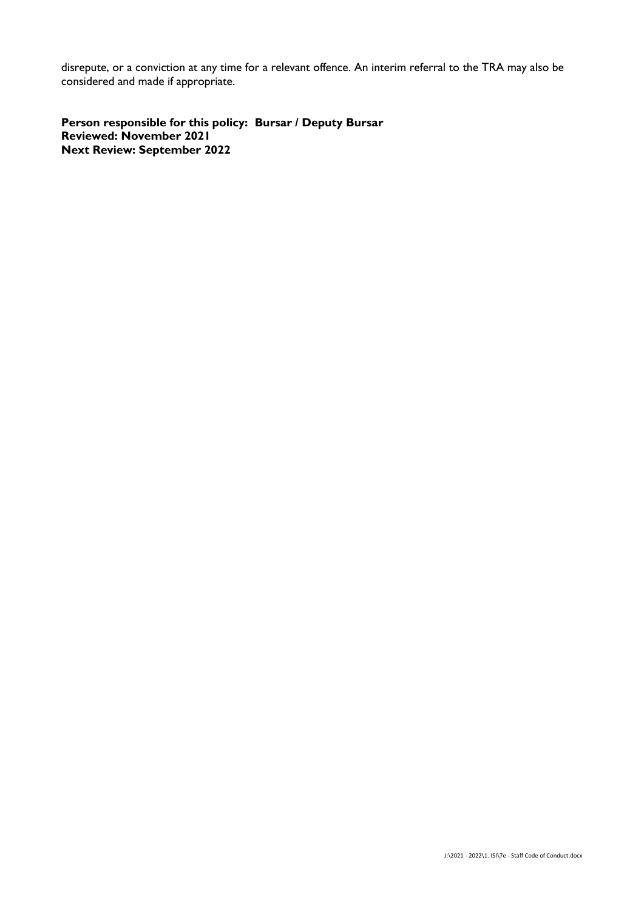disrepute, or a conviction at any time for a relevant offence. An interim referral to the TRA may also be considered and made if appropriate.

**Person responsible for this policy: Bursar / Deputy Bursar**
**Reviewed: November 2021**
**Next Review: September 2022**